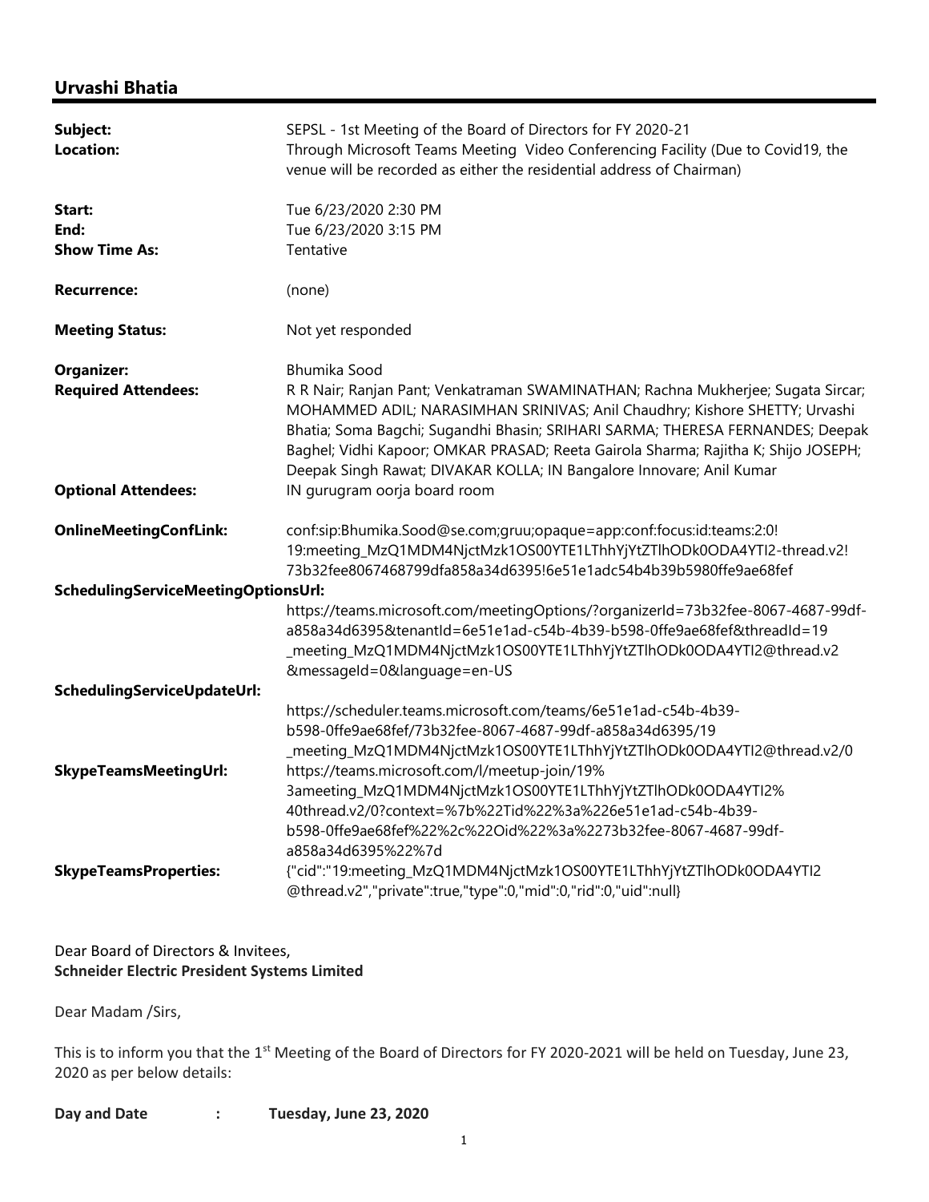## Urvashi Bhatia

| | |
|---|---|
| **Subject:** | SEPSL - 1st Meeting of the Board of Directors for FY 2020-21 |
| **Location:** | Through Microsoft Teams Meeting Video Conferencing Facility (Due to Covid19, the venue will be recorded as either the residential address of Chairman) |
| **Start:** | Tue 6/23/2020 2:30 PM |
| **End:** | Tue 6/23/2020 3:15 PM |
| **Show Time As:** | Tentative |
| **Recurrence:** | (none) |
| **Meeting Status:** | Not yet responded |
| **Organizer:** | Bhumika Sood |
| **Required Attendees:** | R R Nair; Ranjan Pant; Venkatraman SWAMINATHAN; Rachna Mukherjee; Sugata Sircar; MOHAMMED ADIL; NARASIMHAN SRINIVAS; Anil Chaudhry; Kishore SHETTY; Urvashi Bhatia; Soma Bagchi; Sugandhi Bhasin; SRIHARI SARMA; THERESA FERNANDES; Deepak Baghel; Vidhi Kapoor; OMKAR PRASAD; Reeta Gairola Sharma; Rajitha K; Shijo JOSEPH; Deepak Singh Rawat; DIVAKAR KOLLA; IN Bangalore Innovare; Anil Kumar |
| **Optional Attendees:** | IN gurugram oorja board room |
| **OnlineMeetingConfLink:** | conf:sip:Bhumika.Sood@se.com;gruu;opaque=app:conf:focus:id:teams:2:0!19:meeting_MzQ1MDM4NjctMzk1OS00YTE1LThhYjYtZTlhODk0ODA4YTI2-thread.v2!73b32fee8067468799dfa858a34d6395!6e51e1adc54b4b39b5980ffe9ae68fef |
| **SchedulingServiceMeetingOptionsUrl:** | https://teams.microsoft.com/meetingOptions/?organizerId=73b32fee-8067-4687-99df-a858a34d6395&tenantId=6e51e1ad-c54b-4b39-b598-0ffe9ae68fef&threadId=19_meeting_MzQ1MDM4NjctMzk1OS00YTE1LThhYjYtZTlhODk0ODA4YTI2@thread.v2&messageId=0&language=en-US |
| **SchedulingServiceUpdateUrl:** | https://scheduler.teams.microsoft.com/teams/6e51e1ad-c54b-4b39-b598-0ffe9ae68fef/73b32fee-8067-4687-99df-a858a34d6395/19_meeting_MzQ1MDM4NjctMzk1OS00YTE1LThhYjYtZTlhODk0ODA4YTI2@thread.v2/0 |
| **SkypeTeamsMeetingUrl:** | https://teams.microsoft.com/l/meetup-join/19%3ameeting_MzQ1MDM4NjctMzk1OS00YTE1LThhYjYtZTlhODk0ODA4YTI2%40thread.v2/0?context=%7b%22Tid%22%3a%226e51e1ad-c54b-4b39-b598-0ffe9ae68fef%22%2c%22Oid%22%3a%2273b32fee-8067-4687-99df-a858a34d6395%22%7d |
| **SkypeTeamsProperties:** | {"cid":"19:meeting_MzQ1MDM4NjctMzk1OS00YTE1LThhYjYtZTlhODk0ODA4YTI2@thread.v2","private":true,"type":0,"mid":0,"rid":0,"uid":null} |

Dear Board of Directors & Invitees,
**Schneider Electric President Systems Limited**

Dear Madam /Sirs,

This is to inform you that the 1st Meeting of the Board of Directors for FY 2020-2021 will be held on Tuesday, June 23, 2020 as per below details:

**Day and Date : Tuesday, June 23, 2020**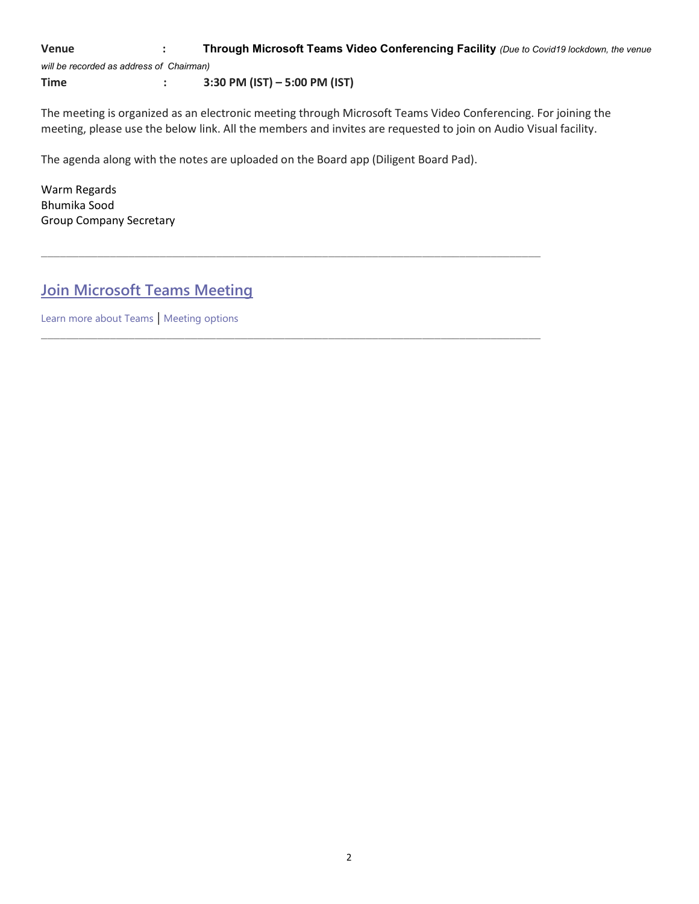**Venue** : **Through Microsoft Teams Video Conferencing Facility** *(Due to Covid19 lockdown, the venue will be recorded as address of Chairman)*

**Time** : **3:30 PM (IST) – 5:00 PM (IST)**

The meeting is organized as an electronic meeting through Microsoft Teams Video Conferencing. For joining the meeting, please use the below link. All the members and invites are requested to join on Audio Visual facility.

The agenda along with the notes are uploaded on the Board app (Diligent Board Pad).

Warm Regards
Bhumika Sood
Group Company Secretary

---

## Join Microsoft Teams Meeting

Learn more about Teams | Meeting options

---